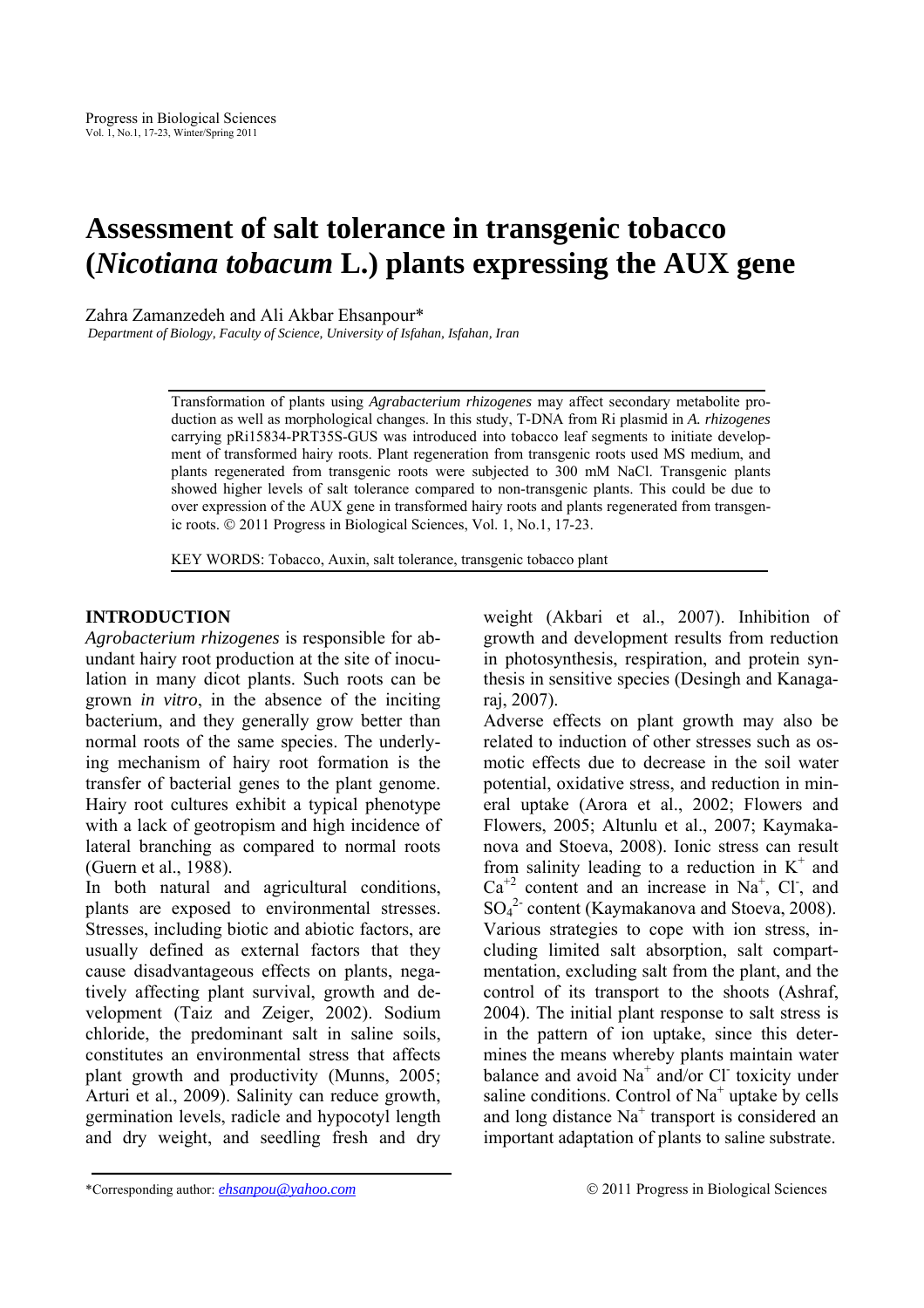# Assessment of salt tolerance in transgenic tobacco (*Nicotiana tobacum* L.) plants expressing the AUX gene

Zahra Zamanzedeh and Ali Akbar Ehsanpour*

*Department of Biology, Faculty of Science, University of Isfahan, Isfahan, Iran*

Transformation of plants using *Agrabacterium rhizogenes* may affect secondary metabolite production as well as morphological changes. In this study, T-DNA from Ri plasmid in *A. rhizogenes* carrying pRi15834-PRT35S-GUS was introduced into tobacco leaf segments to initiate development of transformed hairy roots. Plant regeneration from transgenic roots used MS medium, and plants regenerated from transgenic roots were subjected to 300 mM NaCl. Transgenic plants showed higher levels of salt tolerance compared to non-transgenic plants. This could be due to over expression of the AUX gene in transformed hairy roots and plants regenerated from transgenic roots. © 2011 Progress in Biological Sciences, Vol. 1, No.1, 17-23.

KEY WORDS: Tobacco, Auxin, salt tolerance, transgenic tobacco plant

## INTRODUCTION

*Agrobacterium rhizogenes* is responsible for abundant hairy root production at the site of inoculation in many dicot plants. Such roots can be grown *in vitro*, in the absence of the inciting bacterium, and they generally grow better than normal roots of the same species. The underlying mechanism of hairy root formation is the transfer of bacterial genes to the plant genome. Hairy root cultures exhibit a typical phenotype with a lack of geotropism and high incidence of lateral branching as compared to normal roots (Guern et al., 1988).

In both natural and agricultural conditions, plants are exposed to environmental stresses. Stresses, including biotic and abiotic factors, are usually defined as external factors that they cause disadvantageous effects on plants, negatively affecting plant survival, growth and development (Taiz and Zeiger, 2002). Sodium chloride, the predominant salt in saline soils, constitutes an environmental stress that affects plant growth and productivity (Munns, 2005; Arturi et al., 2009). Salinity can reduce growth, germination levels, radicle and hypocotyl length and dry weight, and seedling fresh and dry weight (Akbari et al., 2007). Inhibition of growth and development results from reduction in photosynthesis, respiration, and protein synthesis in sensitive species (Desingh and Kanagaraj, 2007).

Adverse effects on plant growth may also be related to induction of other stresses such as osmotic effects due to decrease in the soil water potential, oxidative stress, and reduction in mineral uptake (Arora et al., 2002; Flowers and Flowers, 2005; Altunlu et al., 2007; Kaymakanova and Stoeva, 2008). Ionic stress can result from salinity leading to a reduction in $K^+$ and $Ca^{+2}$ content and an increase in $Na^+$, $Cl^-$, and $SO_4^{2-}$ content (Kaymakanova and Stoeva, 2008). Various strategies to cope with ion stress, including limited salt absorption, salt compartmentation, excluding salt from the plant, and the control of its transport to the shoots (Ashraf, 2004). The initial plant response to salt stress is in the pattern of ion uptake, since this determines the means whereby plants maintain water balance and avoid $Na^+$ and/or $Cl^-$ toxicity under saline conditions. Control of $Na^+$ uptake by cells and long distance $Na^+$ transport is considered an important adaptation of plants to saline substrate.

*Corresponding author: ehsanpou@yahoo.com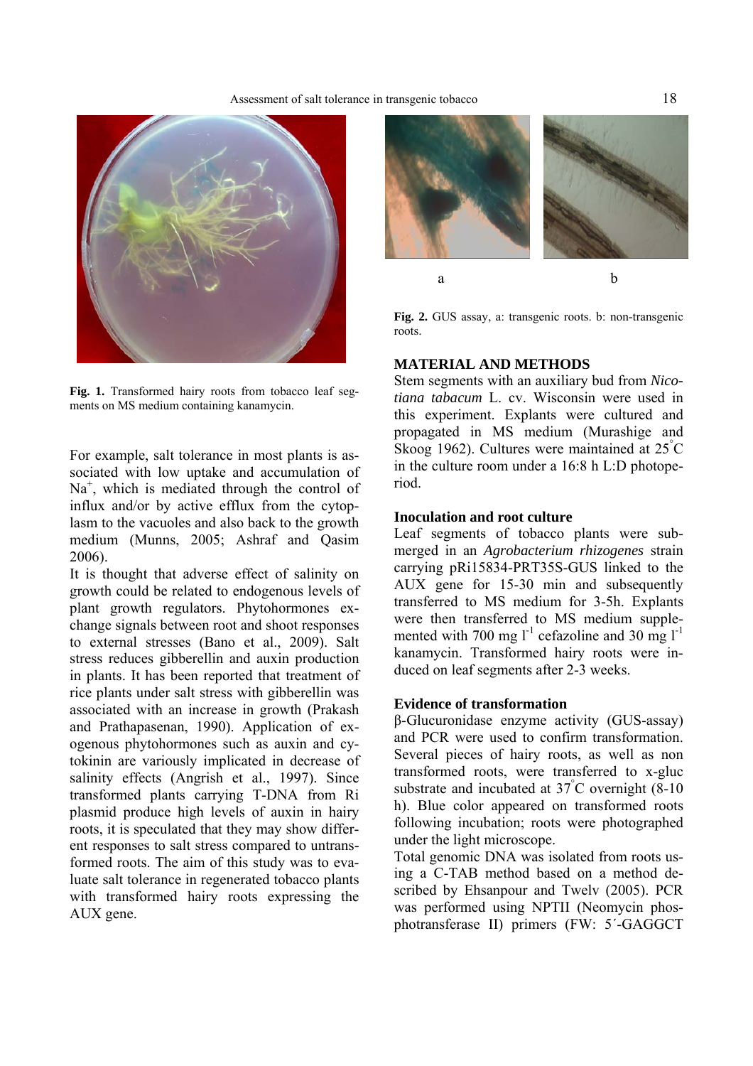Fig. 1. Transformed hairy roots from tobacco leaf segments on MS medium containing kanamycin.

For example, salt tolerance in most plants is associated with low uptake and accumulation of $Na^+$, which is mediated through the control of influx and/or by active efflux from the cytoplasm to the vacuoles and also back to the growth medium (Munns, 2005; Ashraf and Qasim 2006).

It is thought that adverse effect of salinity on growth could be related to endogenous levels of plant growth regulators. Phytohormones exchange signals between root and shoot responses to external stresses (Bano et al., 2009). Salt stress reduces gibberellin and auxin production in plants. It has been reported that treatment of rice plants under salt stress with gibberellin was associated with an increase in growth (Prakash and Prathapasenan, 1990). Application of exogenous phytohormones such as auxin and cytokinin are variously implicated in decrease of salinity effects (Angrish et al., 1997). Since transformed plants carrying T-DNA from Ri plasmid produce high levels of auxin in hairy roots, it is speculated that they may show different responses to salt stress compared to untransformed roots. The aim of this study was to evaluate salt tolerance in regenerated tobacco plants with transformed hairy roots expressing the AUX gene.

Fig. 2. GUS assay, a: transgenic roots. b: non-transgenic roots.

## MATERIAL AND METHODS

Stem segments with an auxiliary bud from *Nicotiana tabacum* L. cv. Wisconsin were used in this experiment. Explants were cultured and propagated in MS medium (Murashige and Skoog 1962). Cultures were maintained at 25°C in the culture room under a 16:8 h L:D photoperiod.

### Inoculation and root culture

Leaf segments of tobacco plants were submerged in an *Agrobacterium rhizogenes* strain carrying pRi15834-PRT35S-GUS linked to the AUX gene for 15-30 min and subsequently transferred to MS medium for 3-5h. Explants were then transferred to MS medium supplemented with 700 mg $l^{-1}$ cefazoline and 30 mg $l^{-1}$ kanamycin. Transformed hairy roots were induced on leaf segments after 2-3 weeks.

### Evidence of transformation

β-Glucuronidase enzyme activity (GUS-assay) and PCR were used to confirm transformation. Several pieces of hairy roots, as well as non transformed roots, were transferred to x-gluc substrate and incubated at 37°C overnight (8-10 h). Blue color appeared on transformed roots following incubation; roots were photographed under the light microscope.

Total genomic DNA was isolated from roots using a C-TAB method based on a method described by Ehsanpour and Twelv (2005). PCR was performed using NPTII (Neomycin phosphotransferase II) primers (FW: 5´-GAGGCT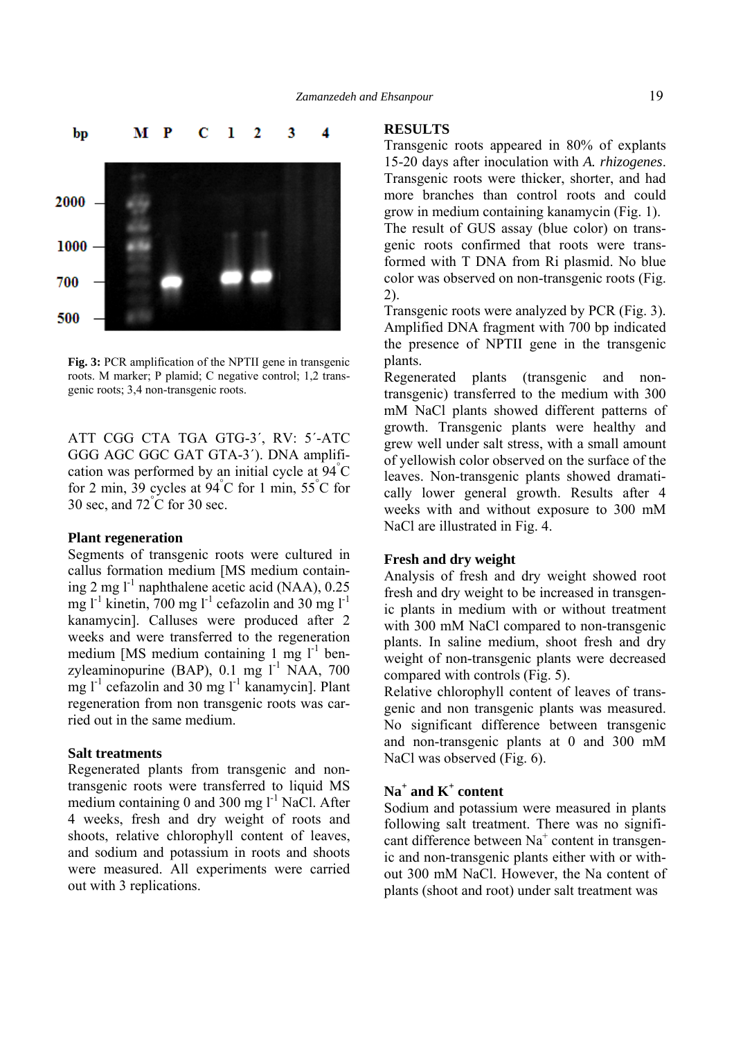Fig. 3: PCR amplification of the NPTII gene in transgenic roots. M marker; P plamid; C negative control; 1,2 transgenic roots; 3,4 non-transgenic roots.

ATT CGG CTA TGA GTG-3´, RV: 5´-ATC GGG AGC GGC GAT GTA-3´). DNA amplification was performed by an initial cycle at 94°C for 2 min, 39 cycles at 94°C for 1 min, 55°C for 30 sec, and 72°C for 30 sec.

**Plant regeneration**

Segments of transgenic roots were cultured in callus formation medium [MS medium containing 2 mg $l^{-1}$ naphthalene acetic acid (NAA), 0.25 mg $l^{-1}$ kinetin, 700 mg $l^{-1}$ cefazolin and 30 mg $l^{-1}$ kanamycin]. Calluses were produced after 2 weeks and were transferred to the regeneration medium [MS medium containing 1 mg $l^{-1}$ benzyleaminopurine (BAP), 0.1 mg $l^{-1}$ NAA, 700 mg $l^{-1}$ cefazolin and 30 mg $l^{-1}$ kanamycin]. Plant regeneration from non transgenic roots was carried out in the same medium.

**Salt treatments**

Regenerated plants from transgenic and non-transgenic roots were transferred to liquid MS medium containing 0 and 300 mg $l^{-1}$ NaCl. After 4 weeks, fresh and dry weight of roots and shoots, relative chlorophyll content of leaves, and sodium and potassium in roots and shoots were measured. All experiments were carried out with 3 replications.

**RESULTS**

Transgenic roots appeared in 80% of explants 15-20 days after inoculation with *A. rhizogenes*. Transgenic roots were thicker, shorter, and had more branches than control roots and could grow in medium containing kanamycin (Fig. 1).

The result of GUS assay (blue color) on transgenic roots confirmed that roots were transformed with T DNA from Ri plasmid. No blue color was observed on non-transgenic roots (Fig. 2).

Transgenic roots were analyzed by PCR (Fig. 3). Amplified DNA fragment with 700 bp indicated the presence of NPTII gene in the transgenic plants.

Regenerated plants (transgenic and non-transgenic) transferred to the medium with 300 mM NaCl plants showed different patterns of growth. Transgenic plants were healthy and grew well under salt stress, with a small amount of yellowish color observed on the surface of the leaves. Non-transgenic plants showed dramatically lower general growth. Results after 4 weeks with and without exposure to 300 mM NaCl are illustrated in Fig. 4.

**Fresh and dry weight**

Analysis of fresh and dry weight showed root fresh and dry weight to be increased in transgenic plants in medium with or without treatment with 300 mM NaCl compared to non-transgenic plants. In saline medium, shoot fresh and dry weight of non-transgenic plants were decreased compared with controls (Fig. 5).

Relative chlorophyll content of leaves of transgenic and non transgenic plants was measured. No significant difference between transgenic and non-transgenic plants at 0 and 300 mM NaCl was observed (Fig. 6).

**$Na^+$ and $K^+$ content**

Sodium and potassium were measured in plants following salt treatment. There was no significant difference between $Na^+$ content in transgenic and non-transgenic plants either with or without 300 mM NaCl. However, the Na content of plants (shoot and root) under salt treatment was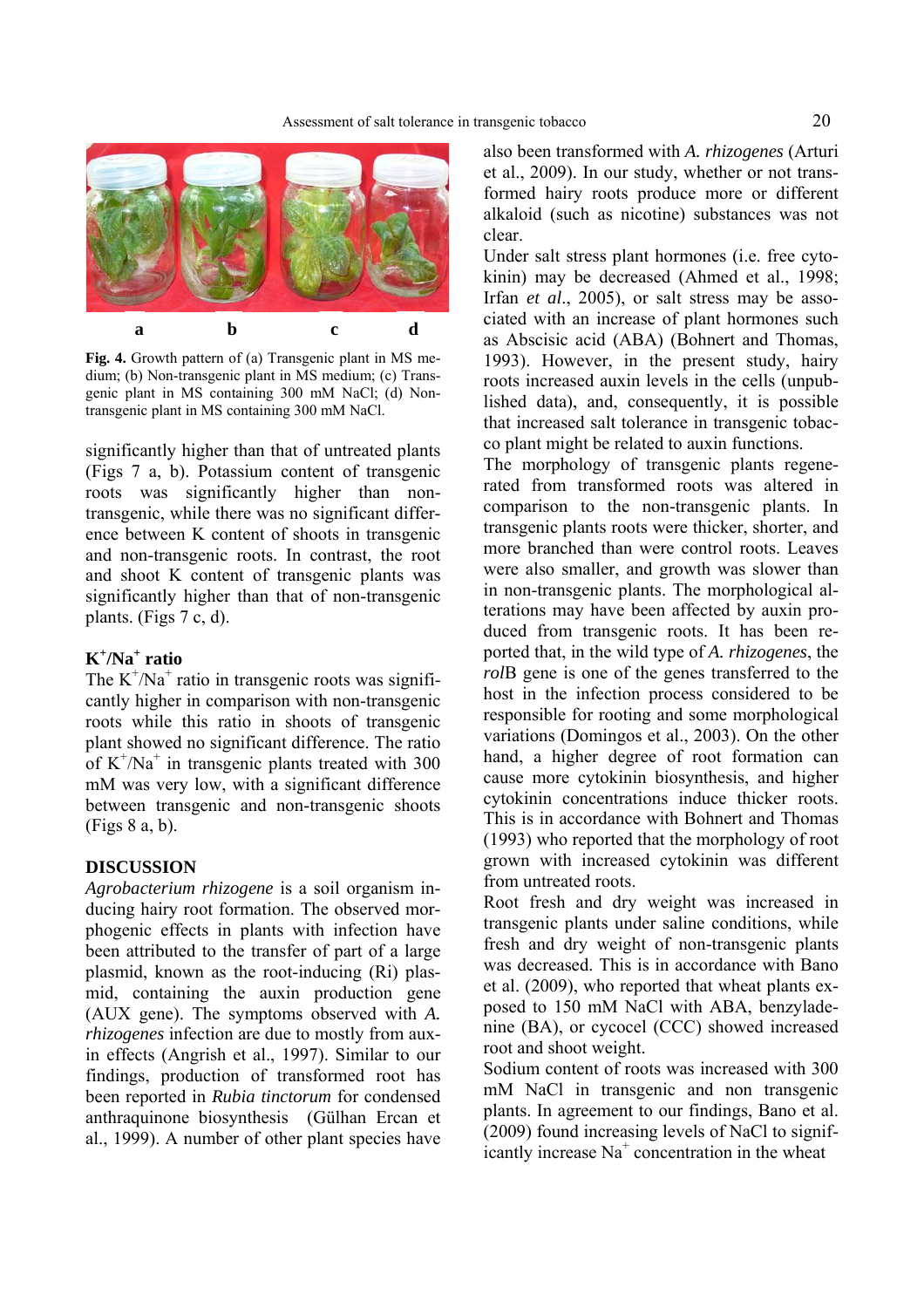a b c d

**Fig. 4.** Growth pattern of (a) Transgenic plant in MS medium; (b) Non-transgenic plant in MS medium; (c) Transgenic plant in MS containing 300 mM NaCl; (d) Non-transgenic plant in MS containing 300 mM NaCl.

significantly higher than that of untreated plants (Figs 7 a, b). Potassium content of transgenic roots was significantly higher than non-transgenic, while there was no significant difference between K content of shoots in transgenic and non-transgenic roots. In contrast, the root and shoot K content of transgenic plants was significantly higher than that of non-transgenic plants. (Figs 7 c, d).

## $K^+/Na^+$ ratio

The $K^+/Na^+$ ratio in transgenic roots was significantly higher in comparison with non-transgenic roots while this ratio in shoots of transgenic plant showed no significant difference. The ratio of $K^+/Na^+$ in transgenic plants treated with 300 mM was very low, with a significant difference between transgenic and non-transgenic shoots (Figs 8 a, b).

## DISCUSSION

*Agrobacterium rhizogene* is a soil organism inducing hairy root formation. The observed morphogenic effects in plants with infection have been attributed to the transfer of part of a large plasmid, known as the root-inducing (Ri) plasmid, containing the auxin production gene (AUX gene). The symptoms observed with *A. rhizogenes* infection are due to mostly from auxin effects (Angrish et al., 1997). Similar to our findings, production of transformed root has been reported in *Rubia tinctorum* for condensed anthraquinone biosynthesis (Gülhan Ercan et al., 1999). A number of other plant species have also been transformed with *A. rhizogenes* (Arturi et al., 2009). In our study, whether or not transformed hairy roots produce more or different alkaloid (such as nicotine) substances was not clear.

Under salt stress plant hormones (i.e. free cytokinin) may be decreased (Ahmed et al., 1998; Irfan *et al*., 2005), or salt stress may be associated with an increase of plant hormones such as Abscisic acid (ABA) (Bohnert and Thomas, 1993). However, in the present study, hairy roots increased auxin levels in the cells (unpublished data), and, consequently, it is possible that increased salt tolerance in transgenic tobacco plant might be related to auxin functions.

The morphology of transgenic plants regenerated from transformed roots was altered in comparison to the non-transgenic plants. In transgenic plants roots were thicker, shorter, and more branched than were control roots. Leaves were also smaller, and growth was slower than in non-transgenic plants. The morphological alterations may have been affected by auxin produced from transgenic roots. It has been reported that, in the wild type of *A. rhizogenes*, the *rol*B gene is one of the genes transferred to the host in the infection process considered to be responsible for rooting and some morphological variations (Domingos et al., 2003). On the other hand, a higher degree of root formation can cause more cytokinin biosynthesis, and higher cytokinin concentrations induce thicker roots. This is in accordance with Bohnert and Thomas (1993) who reported that the morphology of root grown with increased cytokinin was different from untreated roots.

Root fresh and dry weight was increased in transgenic plants under saline conditions, while fresh and dry weight of non-transgenic plants was decreased. This is in accordance with Bano et al. (2009), who reported that wheat plants exposed to 150 mM NaCl with ABA, benzyladenine (BA), or cycocel (CCC) showed increased root and shoot weight.

Sodium content of roots was increased with 300 mM NaCl in transgenic and non transgenic plants. In agreement to our findings, Bano et al. (2009) found increasing levels of NaCl to significantly increase $Na^+$ concentration in the wheat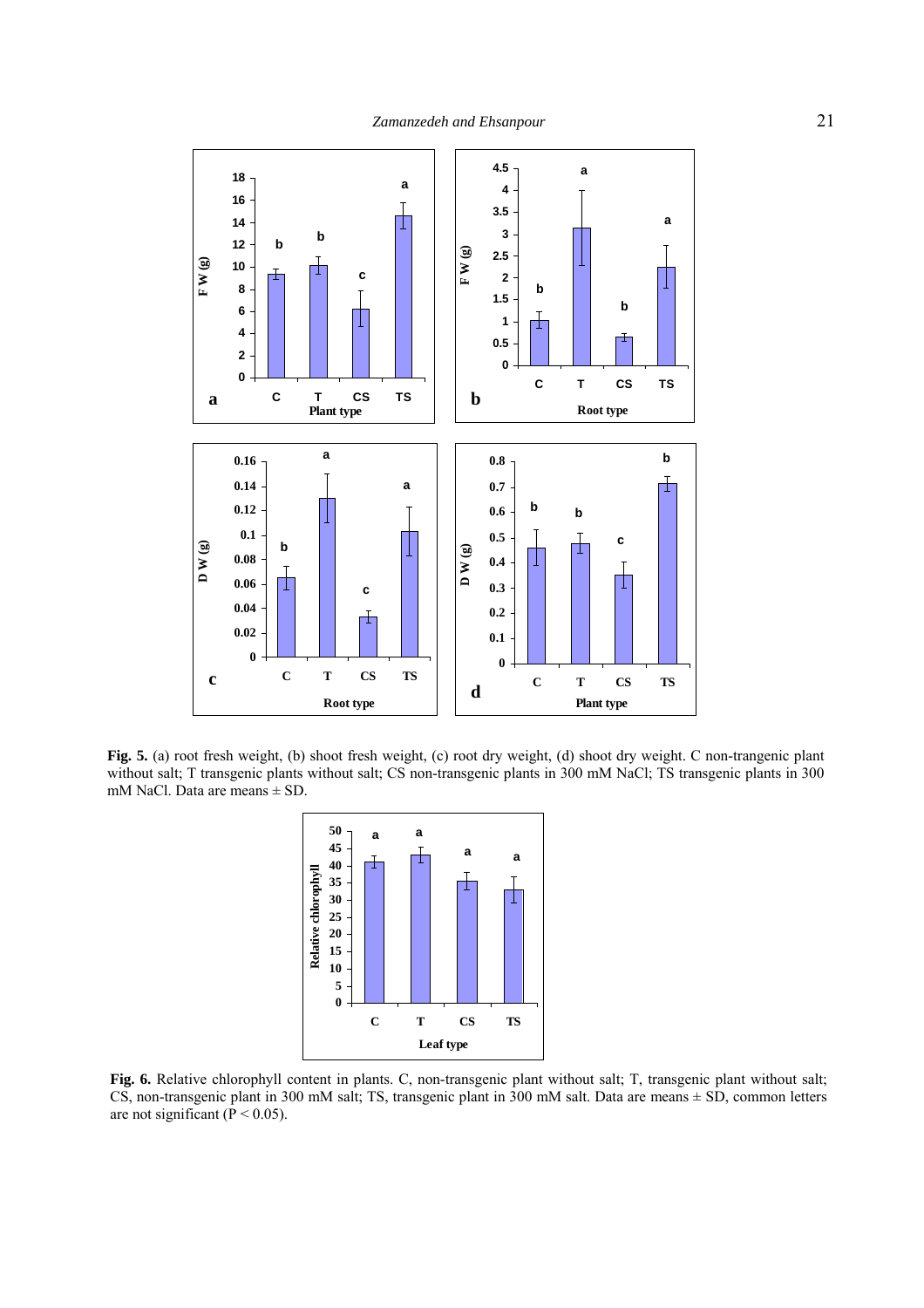**Fig. 5.** (a) root fresh weight, (b) shoot fresh weight, (c) root dry weight, (d) shoot dry weight. C non-trangenic plant without salt; T transgenic plants without salt; CS non-transgenic plants in 300 mM NaCl; TS transgenic plants in 300 mM NaCl. Data are means ± SD.

**Fig. 6.** Relative chlorophyll content in plants. C, non-transgenic plant without salt; T, transgenic plant without salt; CS, non-transgenic plant in 300 mM salt; TS, transgenic plant in 300 mM salt. Data are means ± SD, common letters are not significant ($P < 0.05$).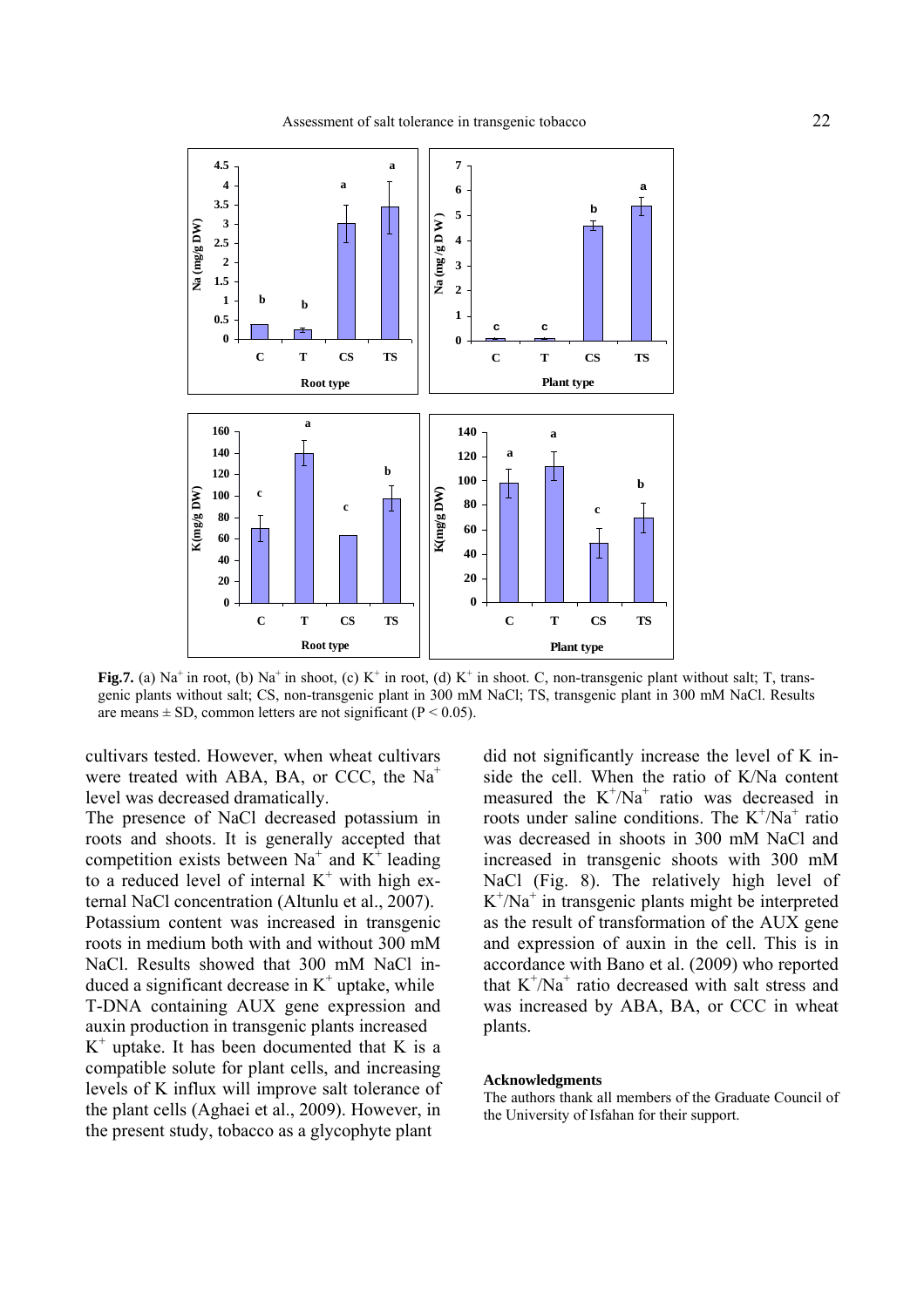**Fig.7.** (a) $Na^+$ in root, (b) $Na^+$ in shoot, (c) $K^+$ in root, (d) $K^+$ in shoot. C, non-transgenic plant without salt; T, transgenic plants without salt; CS, non-transgenic plant in 300 mM NaCl; TS, transgenic plant in 300 mM NaCl. Results are means ± SD, common letters are not significant ($P < 0.05$).

cultivars tested. However, when wheat cultivars were treated with ABA, BA, or CCC, the $Na^+$ level was decreased dramatically.

The presence of NaCl decreased potassium in roots and shoots. It is generally accepted that competition exists between $Na^+$ and $K^+$ leading to a reduced level of internal $K^+$ with high external NaCl concentration (Altunlu et al., 2007).

Potassium content was increased in transgenic roots in medium both with and without 300 mM NaCl. Results showed that 300 mM NaCl induced a significant decrease in $K^+$ uptake, while T-DNA containing AUX gene expression and auxin production in transgenic plants increased $K^+$ uptake. It has been documented that K is a compatible solute for plant cells, and increasing levels of K influx will improve salt tolerance of the plant cells (Aghaei et al., 2009). However, in the present study, tobacco as a glycophyte plant did not significantly increase the level of K inside the cell. When the ratio of K/Na content measured the $K^+/Na^+$ ratio was decreased in roots under saline conditions. The $K^+/Na^+$ ratio was decreased in shoots in 300 mM NaCl and increased in transgenic shoots with 300 mM NaCl (Fig. 8). The relatively high level of $K^+/Na^+$ in transgenic plants might be interpreted as the result of transformation of the AUX gene and expression of auxin in the cell. This is in accordance with Bano et al. (2009) who reported that $K^+/Na^+$ ratio decreased with salt stress and was increased by ABA, BA, or CCC in wheat plants.

### Acknowledgments

The authors thank all members of the Graduate Council of the University of Isfahan for their support.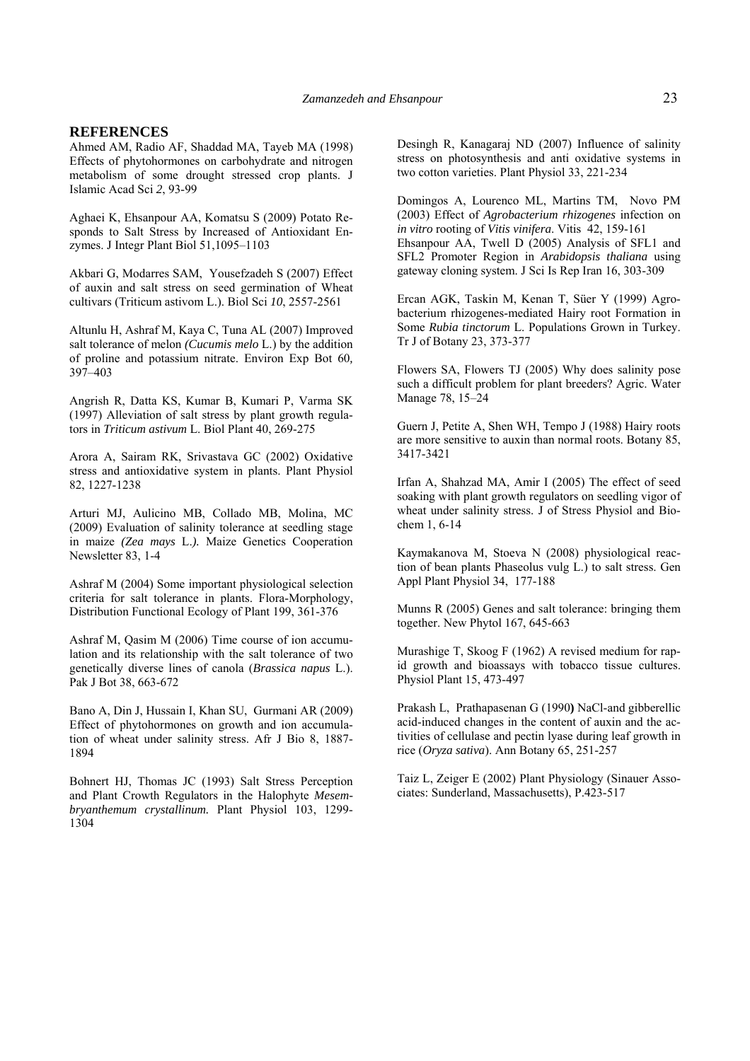## REFERENCES

Ahmed AM, Radio AF, Shaddad MA, Tayeb MA (1998) Effects of phytohormones on carbohydrate and nitrogen metabolism of some drought stressed crop plants. J Islamic Acad Sci *2*, 93-99

Aghaei K, Ehsanpour AA, Komatsu S (2009) Potato Responds to Salt Stress by Increased of Antioxidant Enzymes. J Integr Plant Biol 51,1095–1103

Akbari G, Modarres SAM, Yousefzadeh S (2007) Effect of auxin and salt stress on seed germination of Wheat cultivars (Triticum astivom L.). Biol Sci *10*, 2557-2561

Altunlu H, Ashraf M, Kaya C, Tuna AL (2007) Improved salt tolerance of melon *(Cucumis melo* L.) by the addition of proline and potassium nitrate. Environ Exp Bot 60*,* 397–403

Angrish R, Datta KS, Kumar B, Kumari P, Varma SK (1997) Alleviation of salt stress by plant growth regulators in *Triticum astivum* L. Biol Plant 40, 269-275

Arora A, Sairam RK, Srivastava GC (2002) Oxidative stress and antioxidative system in plants. Plant Physiol 82, 1227-1238

Arturi MJ, Aulicino MB, Collado MB, Molina, MC (2009) Evaluation of salinity tolerance at seedling stage in maize *(Zea mays* L*.)*. Maize Genetics Cooperation Newsletter 83, 1-4

Ashraf M (2004) Some important physiological selection criteria for salt tolerance in plants. Flora-Morphology, Distribution Functional Ecology of Plant 199, 361-376

Ashraf M, Qasim M (2006) Time course of ion accumulation and its relationship with the salt tolerance of two genetically diverse lines of canola (*Brassica napus* L.). Pak J Bot 38, 663-672

Bano A, Din J, Hussain I, Khan SU, Gurmani AR (2009) Effect of phytohormones on growth and ion accumulation of wheat under salinity stress. Afr J Bio 8, 1887-1894

Bohnert HJ, Thomas JC (1993) Salt Stress Perception and Plant Crowth Regulators in the Halophyte *Mesembryanthemum crystallinum.* Plant Physiol 103, 1299-1304

Desingh R, Kanagaraj ND (2007) Influence of salinity stress on photosynthesis and anti oxidative systems in two cotton varieties. Plant Physiol 33, 221-234

Domingos A, Lourenco ML, Martins TM, Novo PM (2003) Effect of *Agrobacterium rhizogenes* infection on *in vitro* rooting of *Vitis vinifera*. Vitis 42, 159-161

Ehsanpour AA, Twell D (2005) Analysis of SFL1 and SFL2 Promoter Region in *Arabidopsis thaliana* using gateway cloning system. J Sci Is Rep Iran 16, 303-309

Ercan AGK, Taskin M, Kenan T, Süer Y (1999) Agrobacterium rhizogenes-mediated Hairy root Formation in Some *Rubia tinctorum* L. Populations Grown in Turkey. Tr J of Botany 23, 373-377

Flowers SA, Flowers TJ (2005) Why does salinity pose such a difficult problem for plant breeders? Agric. Water Manage 78, 15–24

Guern J, Petite A, Shen WH, Tempo J (1988) Hairy roots are more sensitive to auxin than normal roots. Botany 85, 3417-3421

Irfan A, Shahzad MA, Amir I (2005) The effect of seed soaking with plant growth regulators on seedling vigor of wheat under salinity stress. J of Stress Physiol and Biochem 1, 6-14

Kaymakanova M, Stoeva N (2008) physiological reaction of bean plants Phaseolus vulg L.) to salt stress. Gen Appl Plant Physiol 34, 177-188

Munns R (2005) Genes and salt tolerance: bringing them together. New Phytol 167, 645-663

Murashige T, Skoog F (1962) A revised medium for rapid growth and bioassays with tobacco tissue cultures. Physiol Plant 15, 473-497

Prakash L, Prathapasenan G (1990**)** NaCl-and gibberellic acid-induced changes in the content of auxin and the activities of cellulase and pectin lyase during leaf growth in rice (*Oryza sativa*). Ann Botany 65, 251-257

Taiz L, Zeiger E (2002) Plant Physiology (Sinauer Associates: Sunderland, Massachusetts), P.423-517